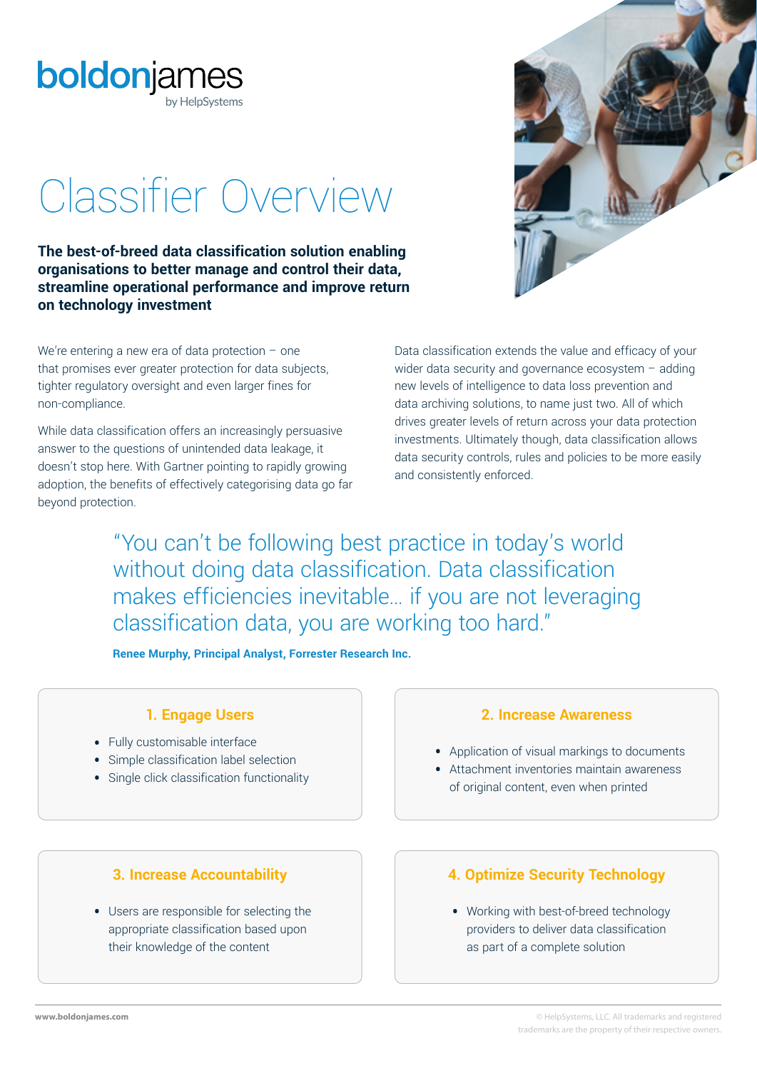boldonjames
by HelpSystems

# Classifier Overview

**The best-of-breed data classification solution enabling organisations to better manage and control their data, streamline operational performance and improve return on technology investment**

We're entering a new era of data protection – one that promises ever greater protection for data subjects, tighter regulatory oversight and even larger fines for non-compliance.

While data classification offers an increasingly persuasive answer to the questions of unintended data leakage, it doesn't stop here. With Gartner pointing to rapidly growing adoption, the benefits of effectively categorising data go far beyond protection.

Data classification extends the value and efficacy of your wider data security and governance ecosystem – adding new levels of intelligence to data loss prevention and data archiving solutions, to name just two. All of which drives greater levels of return across your data protection investments. Ultimately though, data classification allows data security controls, rules and policies to be more easily and consistently enforced.

> "You can't be following best practice in today's world without doing data classification. Data classification makes efficiencies inevitable… if you are not leveraging classification data, you are working too hard."
>
> **Renee Murphy, Principal Analyst, Forrester Research Inc.**

### 1. Engage Users

- Fully customisable interface
- Simple classification label selection
- Single click classification functionality

### 2. Increase Awareness

- Application of visual markings to documents
- Attachment inventories maintain awareness of original content, even when printed

### 3. Increase Accountability

- Users are responsible for selecting the appropriate classification based upon their knowledge of the content

### 4. Optimize Security Technology

- Working with best-of-breed technology providers to deliver data classification as part of a complete solution

www.boldonjames.com

© HelpSystems, LLC. All trademarks and registered trademarks are the property of their respective owners.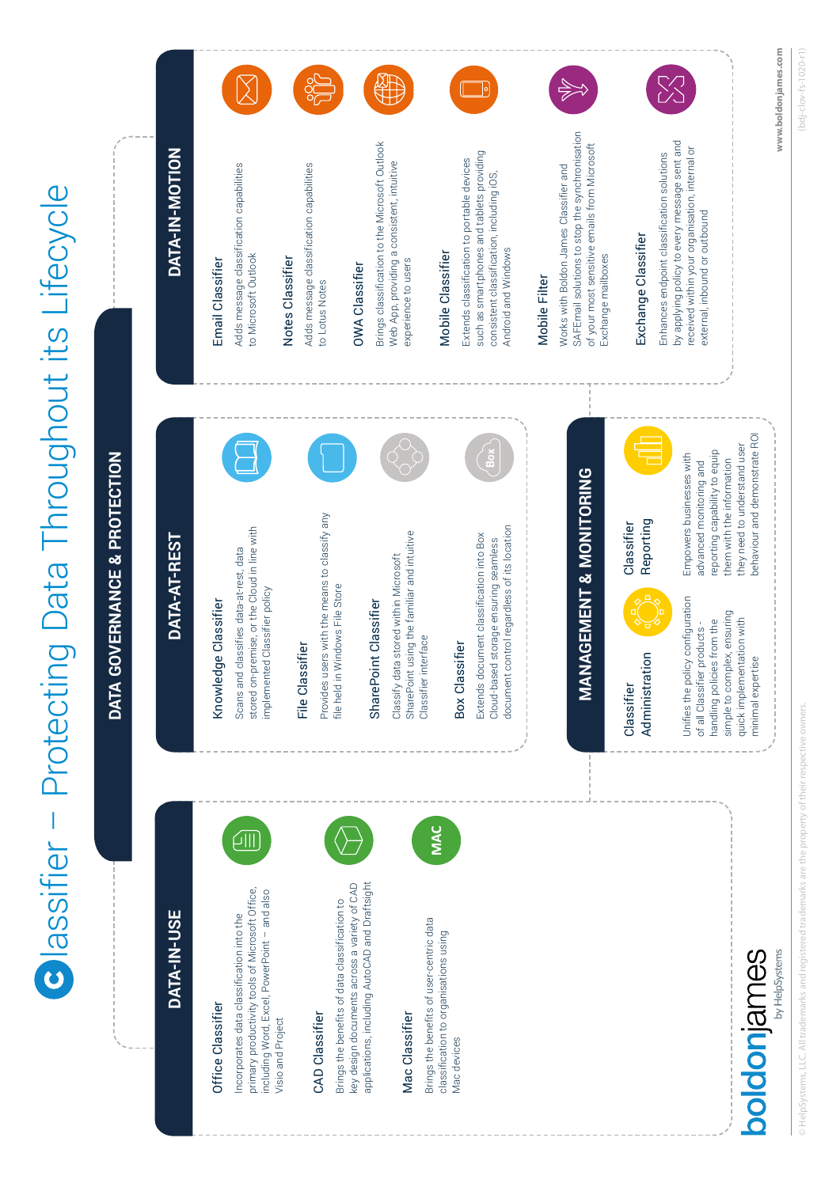# Classifier – Protecting Data Throughout its Lifecycle

## DATA GOVERNANCE & PROTECTION

### DATA-IN-USE

**Office Classifier**
Incorporates data classification into the primary productivity tools of Microsoft Office, including Word, Excel, PowerPoint – and also Visio and Project

**CAD Classifier**
Brings the benefits of data classification to key design documents across a variety of CAD applications, including AutoCAD and Draftsight

**Mac Classifier**
Brings the benefits of user-centric data classification to organisations using Mac devices

### DATA-AT-REST

**Knowledge Classifier**
Scans and classifies data-at-rest, data stored on-premise, or the Cloud in line with implemented Classifier policy

**File Classifier**
Provides users with the means to classify any file held in Windows File Store

**SharePoint Classifier**
Classify data stored within Microsoft SharePoint using the familiar and intuitive Classifier interface

**Box Classifier**
Extends document classification into Box Cloud-based storage ensuring seamless document control regardless of its location

### DATA-IN-MOTION

**Email Classifier**
Adds message classification capabilities to Microsoft Outlook

**Notes Classifier**
Adds message classification capabilities to Lotus Notes

**OWA Classifier**
Brings classification to the Microsoft Outlook Web App, providing a consistent, intuitive experience to users

**Mobile Classifier**
Extends classification to portable devices such as smartphones and tablets providing consistent classification, including iOS, Android and Windows

**Mobile Filter**
Works with Boldon James Classifier and SAFEmail solutions to stop the synchronisation of your most sensitive emails from Microsoft Exchange mailboxes

**Exchange Classifier**
Enhances endpoint classification solutions by applying policy to every message sent and received within your organisation, internal or external, inbound or outbound

### MANAGEMENT & MONITORING

**Classifier Administration**
Unifies the policy configuration of all Classifier products - handling policies from the simple to complex, ensuring quick implementation with minimal expertise

**Classifier Reporting**
Empowers businesses with advanced monitoring and reporting capability to equip them with the information they need to understand user behaviour and demonstrate ROI

boldonjames by HelpSystems

www.boldonjames.com

(bdj-clov-fs-1020-r1)

© HelpSystems, LLC. All trademarks and registered trademarks are the property of their respective owners.